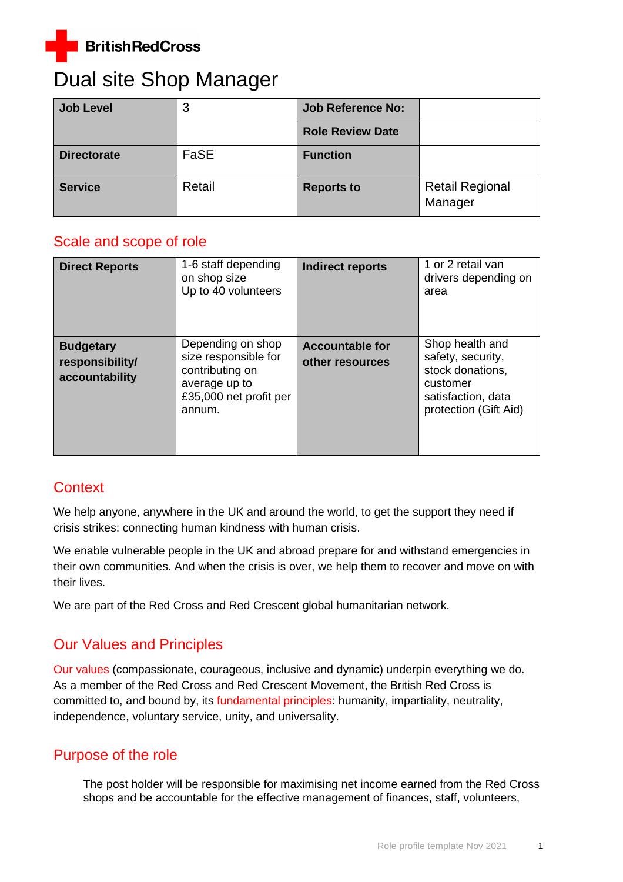BritishRedCross

# Dual site Shop Manager

| Job Level | 3 | Job Reference No: | |
|---|---|---|---|
| | | Role Review Date | |
| Directorate | FaSE | Function | |
| Service | Retail | Reports to | Retail Regional Manager |

## Scale and scope of role

| Direct Reports | 1-6 staff depending on shop size<br>Up to 40 volunteers | Indirect reports | 1 or 2 retail van drivers depending on area |
|---|---|---|---|
| Budgetary responsibility/ accountability | Depending on shop size responsible for contributing on average up to £35,000 net profit per annum. | Accountable for other resources | Shop health and safety, security, stock donations, customer satisfaction, data protection (Gift Aid) |

## Context

We help anyone, anywhere in the UK and around the world, to get the support they need if crisis strikes: connecting human kindness with human crisis.

We enable vulnerable people in the UK and abroad prepare for and withstand emergencies in their own communities. And when the crisis is over, we help them to recover and move on with their lives.

We are part of the Red Cross and Red Crescent global humanitarian network.

## Our Values and Principles

Our values (compassionate, courageous, inclusive and dynamic) underpin everything we do. As a member of the Red Cross and Red Crescent Movement, the British Red Cross is committed to, and bound by, its fundamental principles: humanity, impartiality, neutrality, independence, voluntary service, unity, and universality.

## Purpose of the role

The post holder will be responsible for maximising net income earned from the Red Cross shops and be accountable for the effective management of finances, staff, volunteers,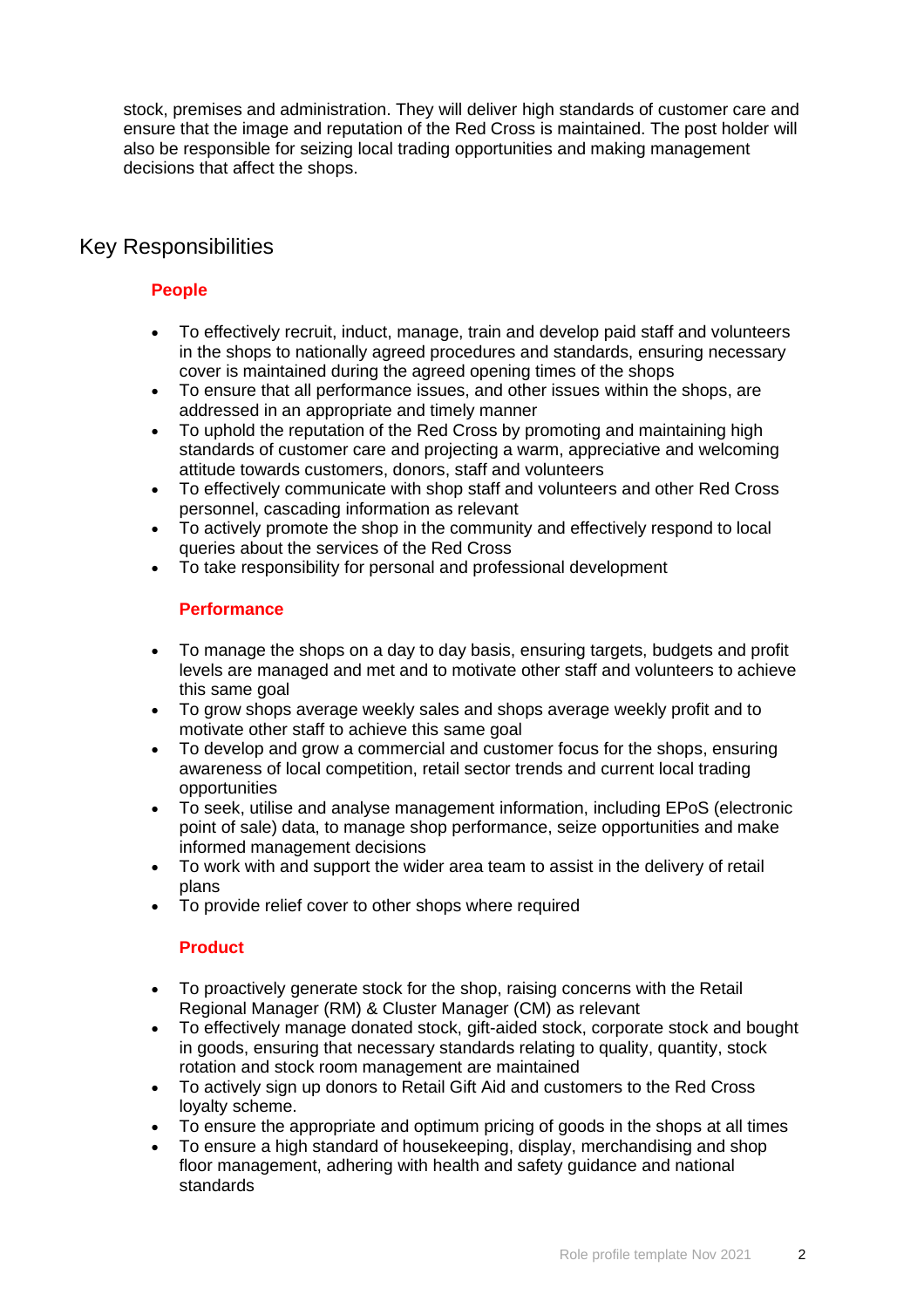stock, premises and administration. They will deliver high standards of customer care and ensure that the image and reputation of the Red Cross is maintained. The post holder will also be responsible for seizing local trading opportunities and making management decisions that affect the shops.

## Key Responsibilities

### People

- To effectively recruit, induct, manage, train and develop paid staff and volunteers in the shops to nationally agreed procedures and standards, ensuring necessary cover is maintained during the agreed opening times of the shops
- To ensure that all performance issues, and other issues within the shops, are addressed in an appropriate and timely manner
- To uphold the reputation of the Red Cross by promoting and maintaining high standards of customer care and projecting a warm, appreciative and welcoming attitude towards customers, donors, staff and volunteers
- To effectively communicate with shop staff and volunteers and other Red Cross personnel, cascading information as relevant
- To actively promote the shop in the community and effectively respond to local queries about the services of the Red Cross
- To take responsibility for personal and professional development

### Performance

- To manage the shops on a day to day basis, ensuring targets, budgets and profit levels are managed and met and to motivate other staff and volunteers to achieve this same goal
- To grow shops average weekly sales and shops average weekly profit and to motivate other staff to achieve this same goal
- To develop and grow a commercial and customer focus for the shops, ensuring awareness of local competition, retail sector trends and current local trading opportunities
- To seek, utilise and analyse management information, including EPoS (electronic point of sale) data, to manage shop performance, seize opportunities and make informed management decisions
- To work with and support the wider area team to assist in the delivery of retail plans
- To provide relief cover to other shops where required

### Product

- To proactively generate stock for the shop, raising concerns with the Retail Regional Manager (RM) & Cluster Manager (CM) as relevant
- To effectively manage donated stock, gift-aided stock, corporate stock and bought in goods, ensuring that necessary standards relating to quality, quantity, stock rotation and stock room management are maintained
- To actively sign up donors to Retail Gift Aid and customers to the Red Cross loyalty scheme.
- To ensure the appropriate and optimum pricing of goods in the shops at all times
- To ensure a high standard of housekeeping, display, merchandising and shop floor management, adhering with health and safety guidance and national standards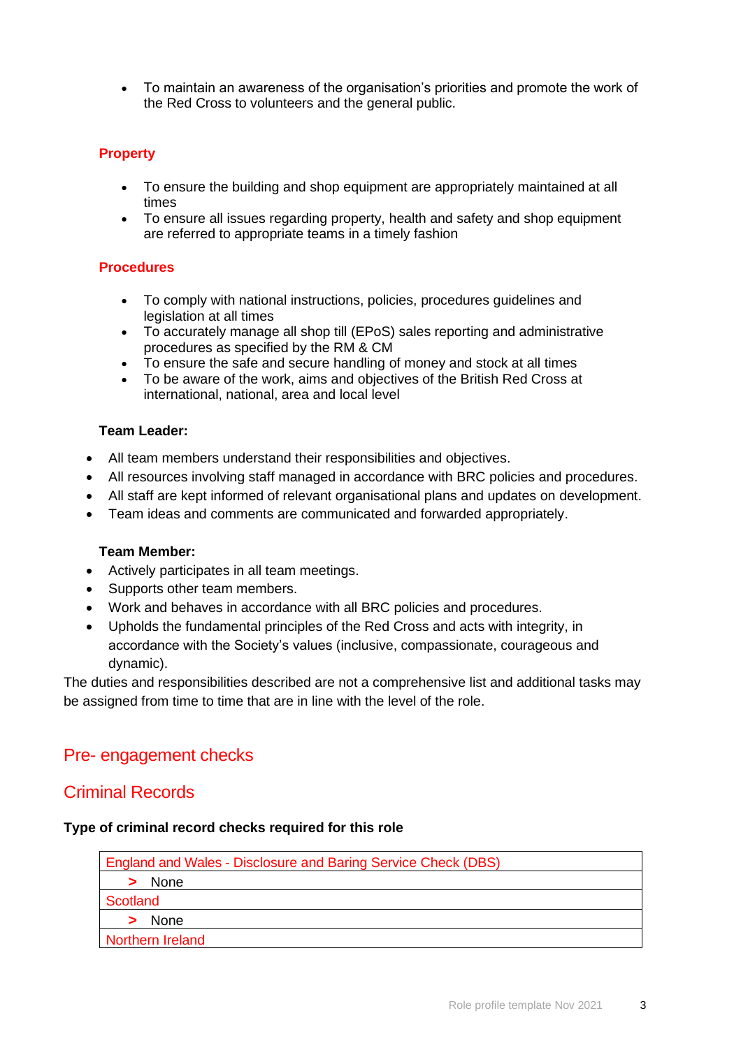- To maintain an awareness of the organisation's priorities and promote the work of the Red Cross to volunteers and the general public.

### Property

- To ensure the building and shop equipment are appropriately maintained at all times
- To ensure all issues regarding property, health and safety and shop equipment are referred to appropriate teams in a timely fashion

### Procedures

- To comply with national instructions, policies, procedures guidelines and legislation at all times
- To accurately manage all shop till (EPoS) sales reporting and administrative procedures as specified by the RM & CM
- To ensure the safe and secure handling of money and stock at all times
- To be aware of the work, aims and objectives of the British Red Cross at international, national, area and local level

**Team Leader:**

- All team members understand their responsibilities and objectives.
- All resources involving staff managed in accordance with BRC policies and procedures.
- All staff are kept informed of relevant organisational plans and updates on development.
- Team ideas and comments are communicated and forwarded appropriately.

**Team Member:**

- Actively participates in all team meetings.
- Supports other team members.
- Work and behaves in accordance with all BRC policies and procedures.
- Upholds the fundamental principles of the Red Cross and acts with integrity, in accordance with the Society's values (inclusive, compassionate, courageous and dynamic).

The duties and responsibilities described are not a comprehensive list and additional tasks may be assigned from time to time that are in line with the level of the role.

## Pre- engagement checks

## Criminal Records

**Type of criminal record checks required for this role**

| England and Wales - Disclosure and Baring Service Check (DBS) |
|---|
| > None |
| Scotland |
| > None |
| Northern Ireland |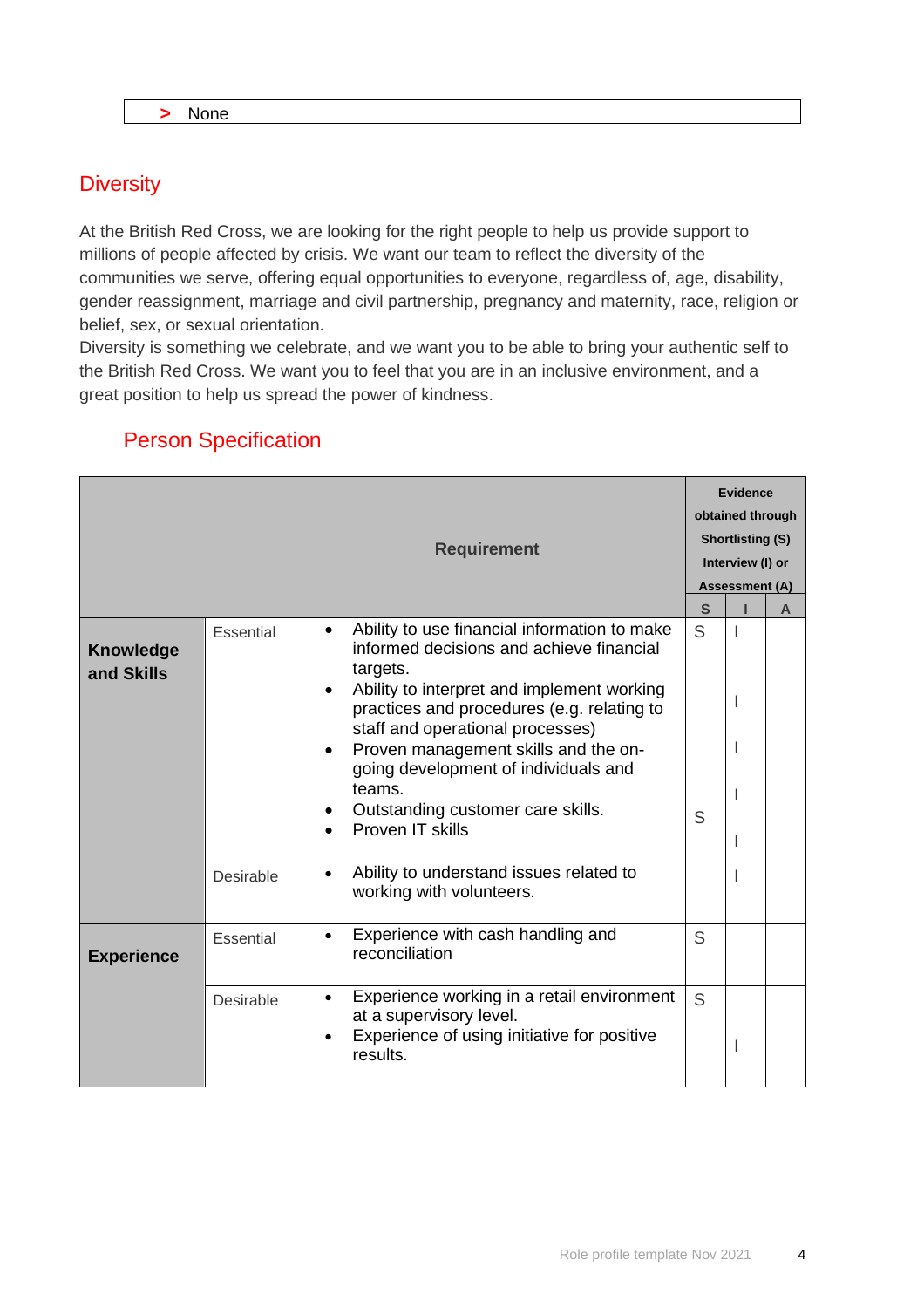> None

## Diversity

At the British Red Cross, we are looking for the right people to help us provide support to millions of people affected by crisis. We want our team to reflect the diversity of the communities we serve, offering equal opportunities to everyone, regardless of, age, disability, gender reassignment, marriage and civil partnership, pregnancy and maternity, race, religion or belief, sex, or sexual orientation.
Diversity is something we celebrate, and we want you to be able to bring your authentic self to the British Red Cross. We want you to feel that you are in an inclusive environment, and a great position to help us spread the power of kindness.

## Person Specification

| | | Requirement | Evidence obtained through Shortlisting (S) Interview (I) or Assessment (A) | | |
|---|---|---|---|---|---|
| | | | **S** | **I** | **A** |
| **Knowledge and Skills** | Essential | • Ability to use financial information to make informed decisions and achieve financial targets.<br>• Ability to interpret and implement working practices and procedures (e.g. relating to staff and operational processes)<br>• Proven management skills and the on-going development of individuals and teams.<br>• Outstanding customer care skills.<br>• Proven IT skills | S<br><br><br><br><br><br><br>S | I<br><br>I<br><br>I<br><br>I<br><br>I | |
| | Desirable | • Ability to understand issues related to working with volunteers. | | I | |
| **Experience** | Essential | • Experience with cash handling and reconciliation | S | | |
| | Desirable | • Experience working in a retail environment at a supervisory level.<br>• Experience of using initiative for positive results. | S | I | |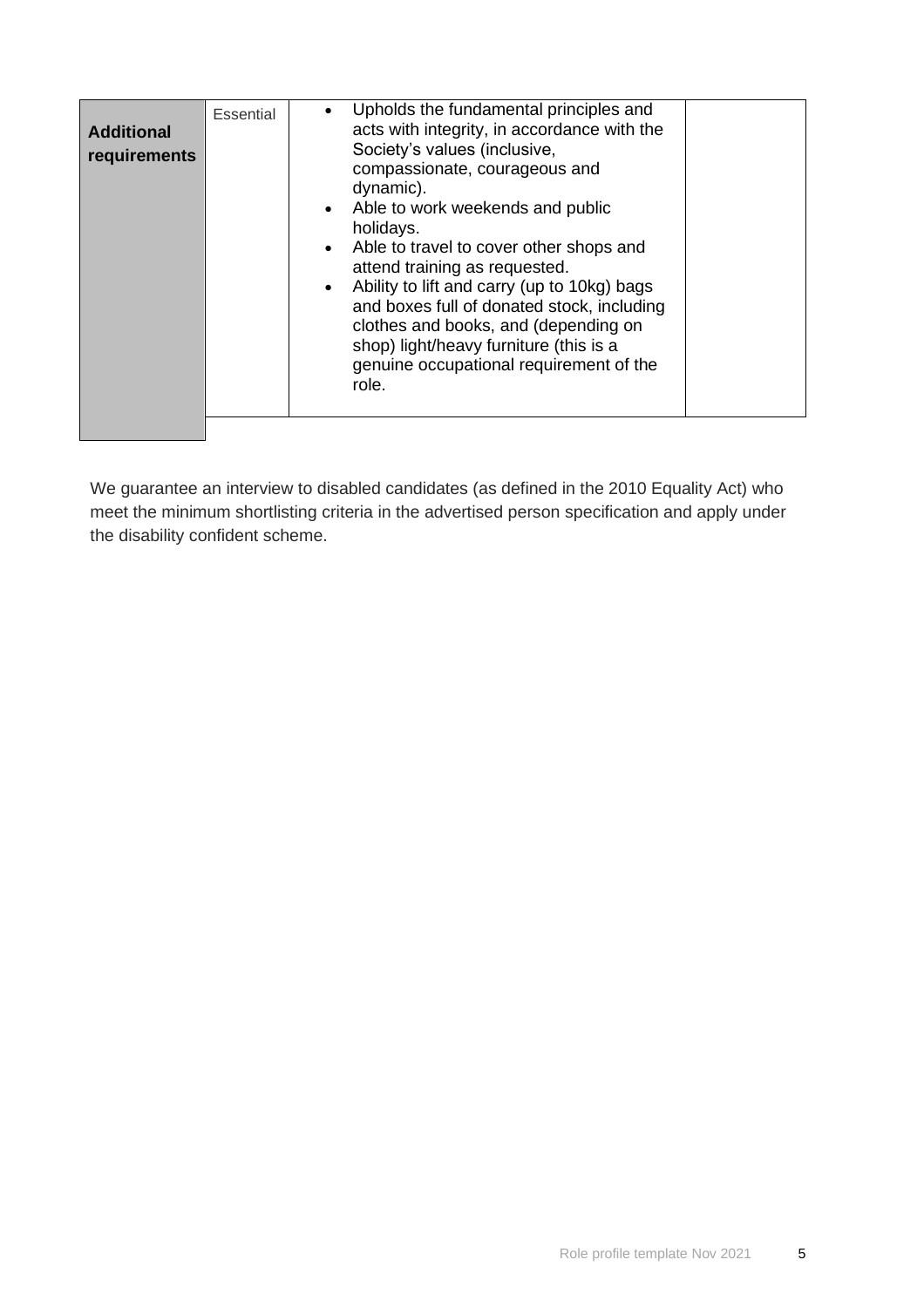| | | | |
|---|---|---|---|
| **Additional requirements** | Essential | • Upholds the fundamental principles and acts with integrity, in accordance with the Society's values (inclusive, compassionate, courageous and dynamic).<br>• Able to work weekends and public holidays.<br>• Able to travel to cover other shops and attend training as requested.<br>• Ability to lift and carry (up to 10kg) bags and boxes full of donated stock, including clothes and books, and (depending on shop) light/heavy furniture (this is a genuine occupational requirement of the role. | |

We guarantee an interview to disabled candidates (as defined in the 2010 Equality Act) who meet the minimum shortlisting criteria in the advertised person specification and apply under the disability confident scheme.